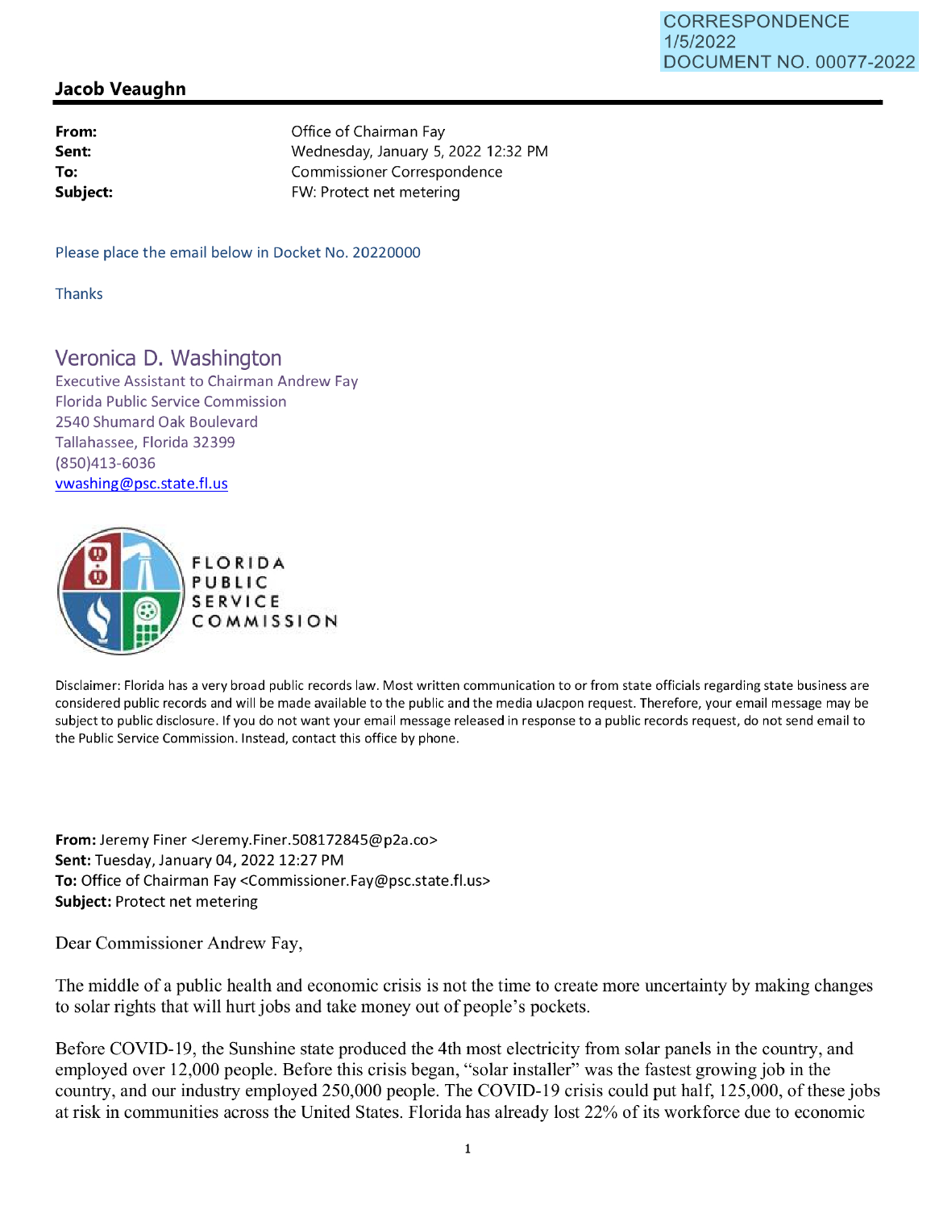CORRESPONDENCE
1/5/2022
DOCUMENT NO. 00077-2022

## Jacob Veaughn

| | |
|---|---|
| **From:** | Office of Chairman Fay |
| **Sent:** | Wednesday, January 5, 2022 12:32 PM |
| **To:** | Commissioner Correspondence |
| **Subject:** | FW: Protect net metering |

Please place the email below in Docket No. 20220000

Thanks

Veronica D. Washington
Executive Assistant to Chairman Andrew Fay
Florida Public Service Commission
2540 Shumard Oak Boulevard
Tallahassee, Florida 32399
(850)413-6036
vwashing@psc.state.fl.us

FLORIDA PUBLIC SERVICE COMMISSION

Disclaimer: Florida has a very broad public records law. Most written communication to or from state officials regarding state business are considered public records and will be made available to the public and the media uJacpon request. Therefore, your email message may be subject to public disclosure. If you do not want your email message released in response to a public records request, do not send email to the Public Service Commission. Instead, contact this office by phone.

**From:** Jeremy Finer <Jeremy.Finer.508172845@p2a.co>
**Sent:** Tuesday, January 04, 2022 12:27 PM
**To:** Office of Chairman Fay <Commissioner.Fay@psc.state.fl.us>
**Subject:** Protect net metering

Dear Commissioner Andrew Fay,

The middle of a public health and economic crisis is not the time to create more uncertainty by making changes to solar rights that will hurt jobs and take money out of people's pockets.

Before COVID-19, the Sunshine state produced the 4th most electricity from solar panels in the country, and employed over 12,000 people. Before this crisis began, "solar installer" was the fastest growing job in the country, and our industry employed 250,000 people. The COVID-19 crisis could put half, 125,000, of these jobs at risk in communities across the United States. Florida has already lost 22% of its workforce due to economic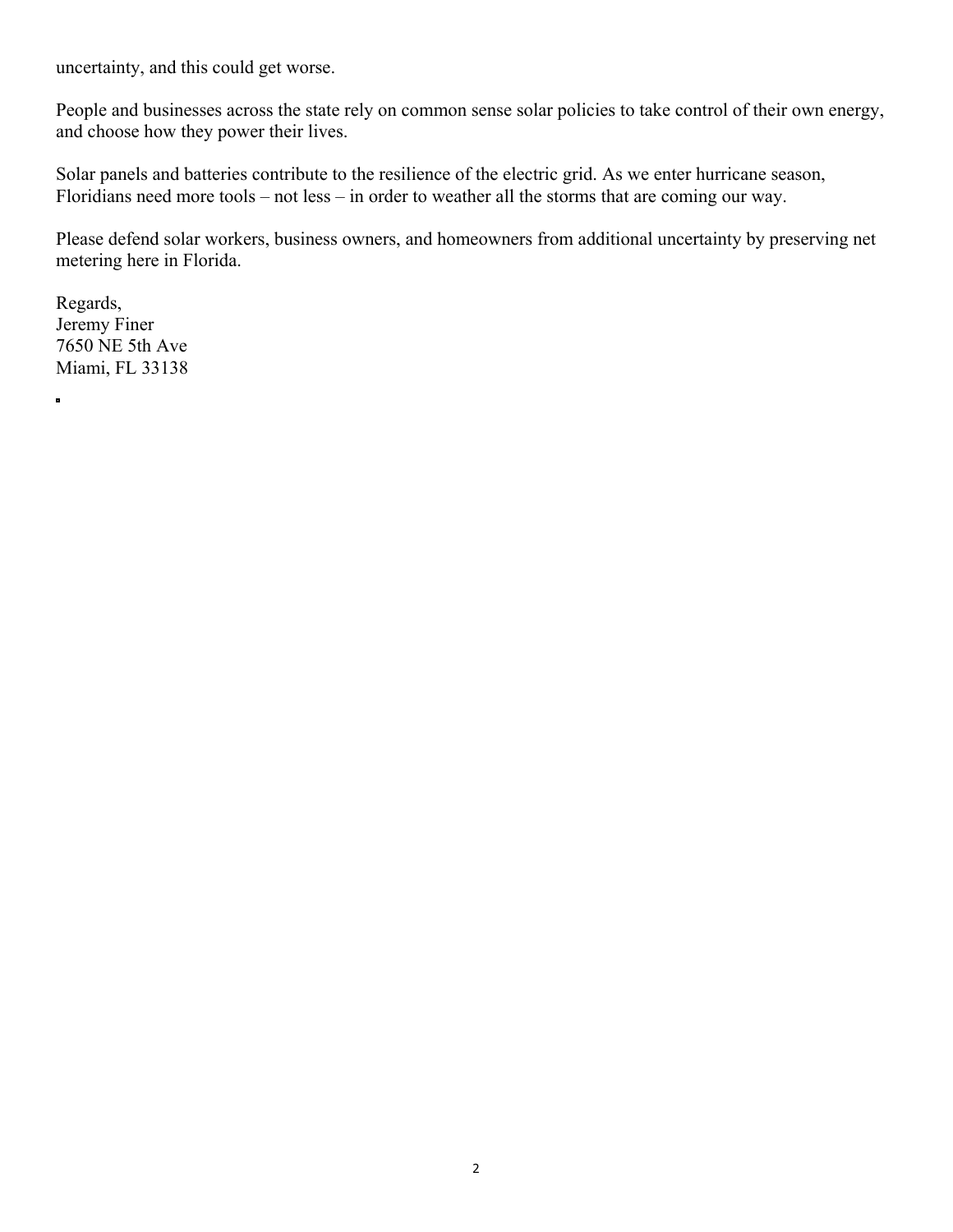uncertainty, and this could get worse.

People and businesses across the state rely on common sense solar policies to take control of their own energy, and choose how they power their lives.

Solar panels and batteries contribute to the resilience of the electric grid. As we enter hurricane season, Floridians need more tools – not less – in order to weather all the storms that are coming our way.

Please defend solar workers, business owners, and homeowners from additional uncertainty by preserving net metering here in Florida.

Regards,
Jeremy Finer
7650 NE 5th Ave
Miami, FL 33138